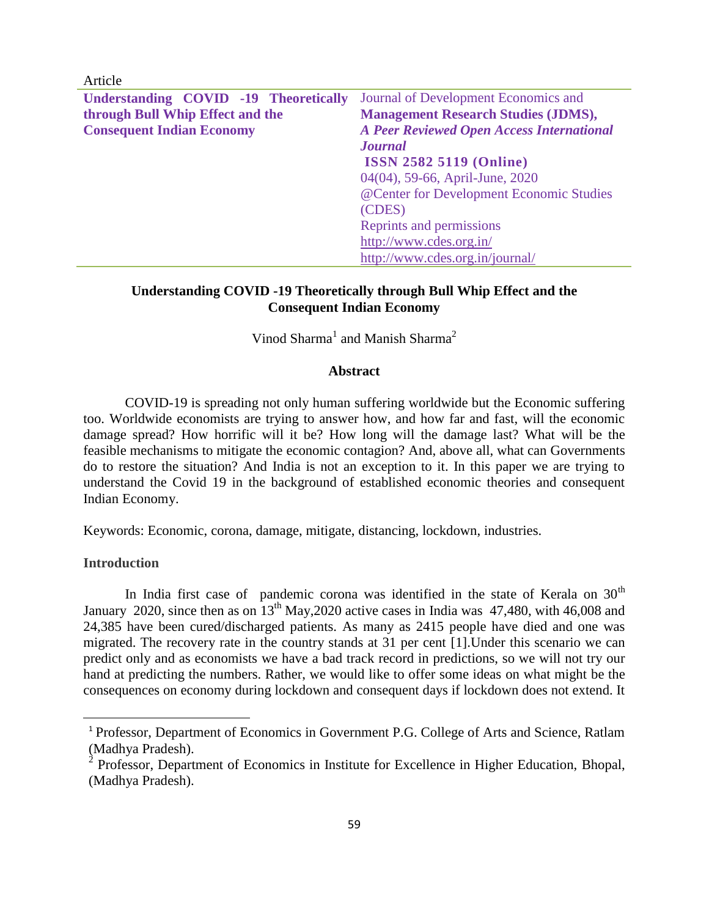Article

**Understanding COVID -19 Theoretically through Bull Whip Effect and the Consequent Indian Economy**

Journal of Development Economics and **Management Research Studies (JDMS),** ***A Peer Reviewed Open Access International Journal***
**ISSN 2582 5119 (Online)**
04(04), 59-66, April-June, 2020
@Center for Development Economic Studies (CDES)
Reprints and permissions
http://www.cdes.org.in/
http://www.cdes.org.in/journal/

## Understanding COVID -19 Theoretically through Bull Whip Effect and the Consequent Indian Economy

Vinod Sharma[1] and Manish Sharma[2]

### Abstract

COVID-19 is spreading not only human suffering worldwide but the Economic suffering too. Worldwide economists are trying to answer how, and how far and fast, will the economic damage spread? How horrific will it be? How long will the damage last? What will be the feasible mechanisms to mitigate the economic contagion? And, above all, what can Governments do to restore the situation? And India is not an exception to it. In this paper we are trying to understand the Covid 19 in the background of established economic theories and consequent Indian Economy.

Keywords: Economic, corona, damage, mitigate, distancing, lockdown, industries.

### Introduction

In India first case of pandemic corona was identified in the state of Kerala on 30th January 2020, since then as on 13th May,2020 active cases in India was 47,480, with 46,008 and 24,385 have been cured/discharged patients. As many as 2415 people have died and one was migrated. The recovery rate in the country stands at 31 per cent [1].Under this scenario we can predict only and as economists we have a bad track record in predictions, so we will not try our hand at predicting the numbers. Rather, we would like to offer some ideas on what might be the consequences on economy during lockdown and consequent days if lockdown does not extend. It

[1] Professor, Department of Economics in Government P.G. College of Arts and Science, Ratlam (Madhya Pradesh).

[2] Professor, Department of Economics in Institute for Excellence in Higher Education, Bhopal, (Madhya Pradesh).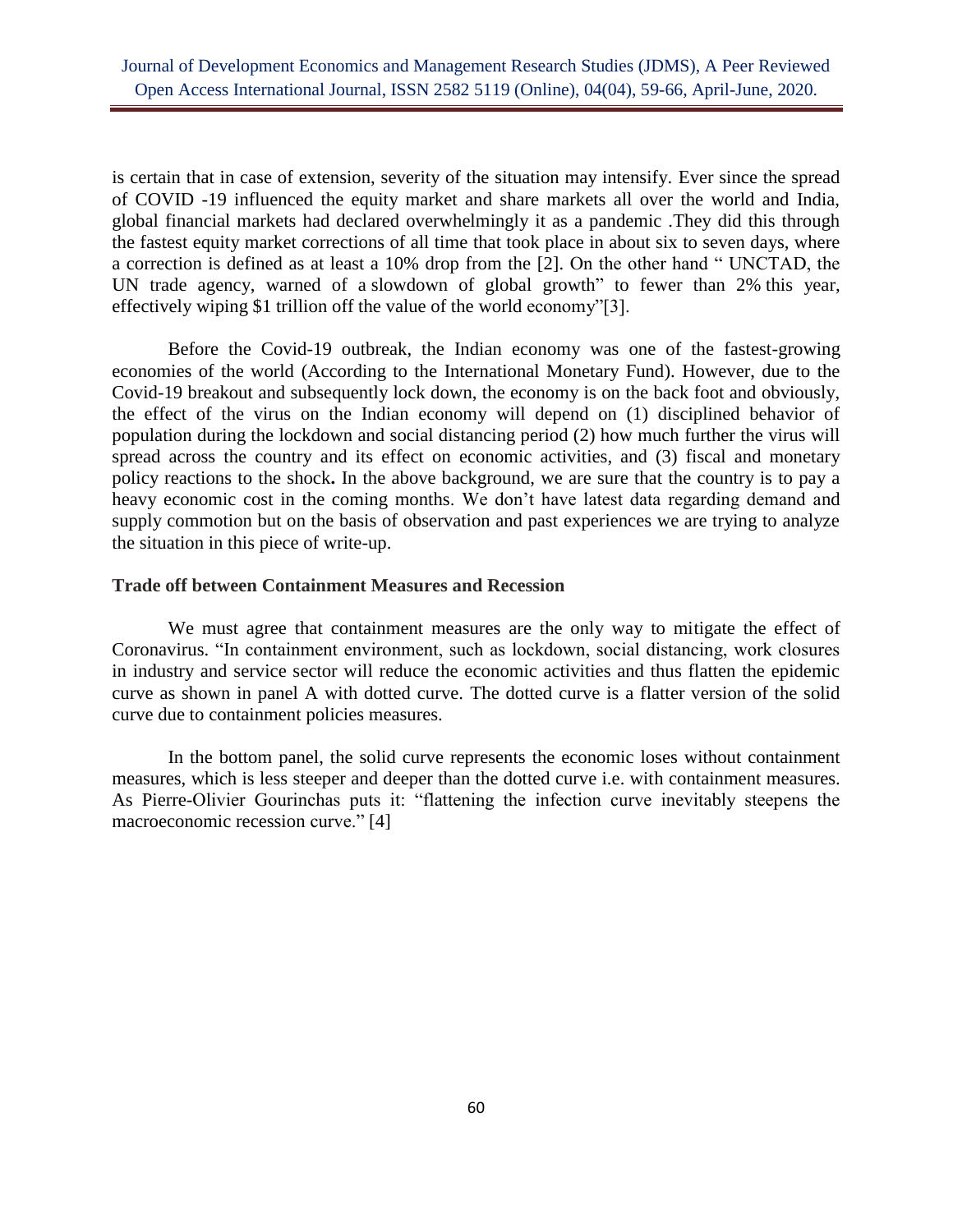is certain that in case of extension, severity of the situation may intensify. Ever since the spread of COVID -19 influenced the equity market and share markets all over the world and India, global financial markets had declared overwhelmingly it as a pandemic .They did this through the fastest equity market corrections of all time that took place in about six to seven days, where a correction is defined as at least a 10% drop from the [2]. On the other hand " UNCTAD, the UN trade agency, warned of a slowdown of global growth" to fewer than 2% this year, effectively wiping $1 trillion off the value of the world economy"[3].

Before the Covid-19 outbreak, the Indian economy was one of the fastest-growing economies of the world (According to the International Monetary Fund). However, due to the Covid-19 breakout and subsequently lock down, the economy is on the back foot and obviously, the effect of the virus on the Indian economy will depend on (1) disciplined behavior of population during the lockdown and social distancing period (2) how much further the virus will spread across the country and its effect on economic activities, and (3) fiscal and monetary policy reactions to the shock**.** In the above background, we are sure that the country is to pay a heavy economic cost in the coming months. We don't have latest data regarding demand and supply commotion but on the basis of observation and past experiences we are trying to analyze the situation in this piece of write-up.

**Trade off between Containment Measures and Recession**

We must agree that containment measures are the only way to mitigate the effect of Coronavirus. "In containment environment, such as lockdown, social distancing, work closures in industry and service sector will reduce the economic activities and thus flatten the epidemic curve as shown in panel A with dotted curve. The dotted curve is a flatter version of the solid curve due to containment policies measures.

In the bottom panel, the solid curve represents the economic loses without containment measures, which is less steeper and deeper than the dotted curve i.e. with containment measures. As Pierre-Olivier Gourinchas puts it: "flattening the infection curve inevitably steepens the macroeconomic recession curve." [4]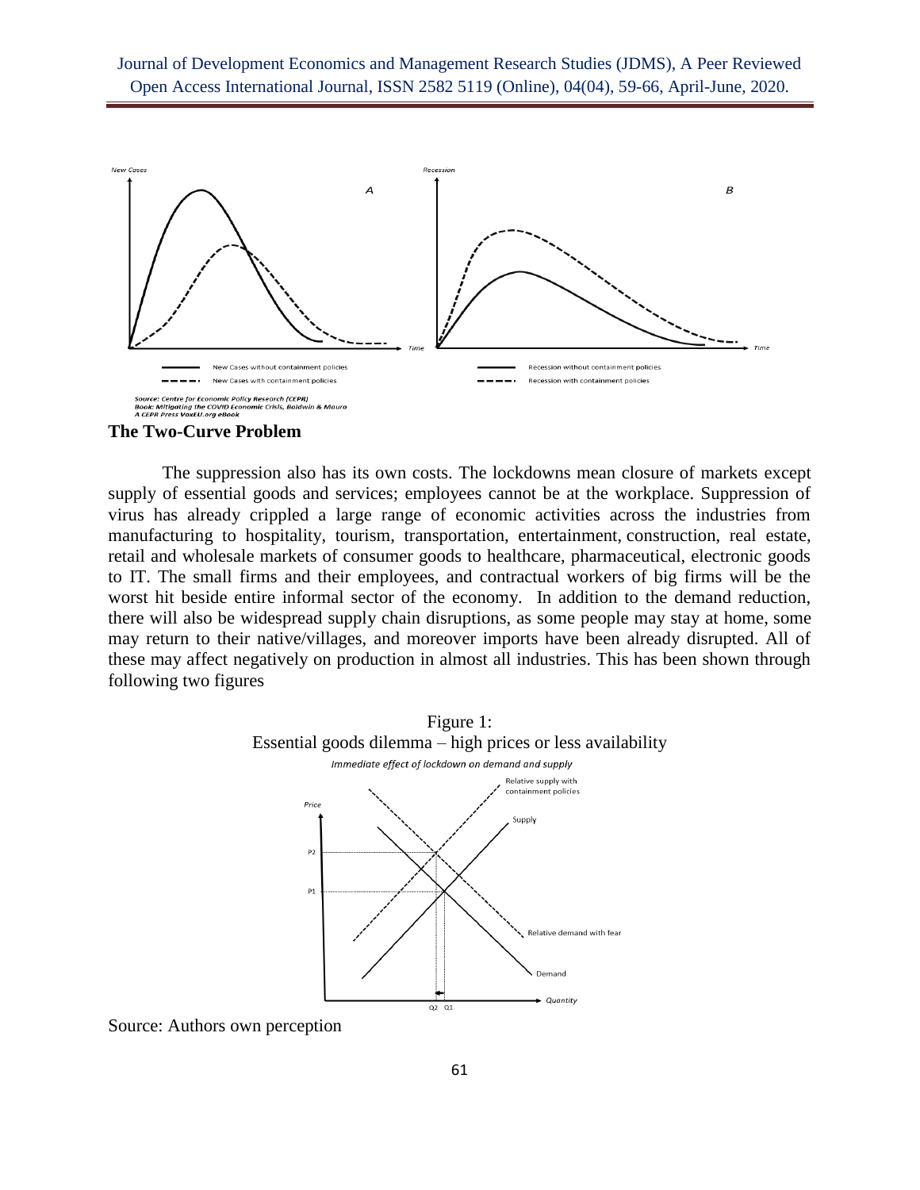New Cases

A

Time

Recession

B

Time

New Cases without containment policies

New Cases with containment policies

Recession without containment policies

Recession with containment policies

*Source: Centre for Economic Policy Research (CEPR)*
*Book: Mitigating the COVID Economic Crisis, Baldwin & Mauro*
*A CEPR Press VoxEU.org eBook*

**The Two-Curve Problem**

The suppression also has its own costs. The lockdowns mean closure of markets except supply of essential goods and services; employees cannot be at the workplace. Suppression of virus has already crippled a large range of economic activities across the industries from manufacturing to hospitality, tourism, transportation, entertainment, construction, real estate, retail and wholesale markets of consumer goods to healthcare, pharmaceutical, electronic goods to IT. The small firms and their employees, and contractual workers of big firms will be the worst hit beside entire informal sector of the economy. In addition to the demand reduction, there will also be widespread supply chain disruptions, as some people may stay at home, some may return to their native/villages, and moreover imports have been already disrupted. All of these may affect negatively on production in almost all industries. This has been shown through following two figures

Figure 1:
Essential goods dilemma – high prices or less availability

*Immediate effect of lockdown on demand and supply*

Price

P2

P1

Relative supply with containment policies

Supply

Relative demand with fear

Demand

Quantity

Q2 Q1

Source: Authors own perception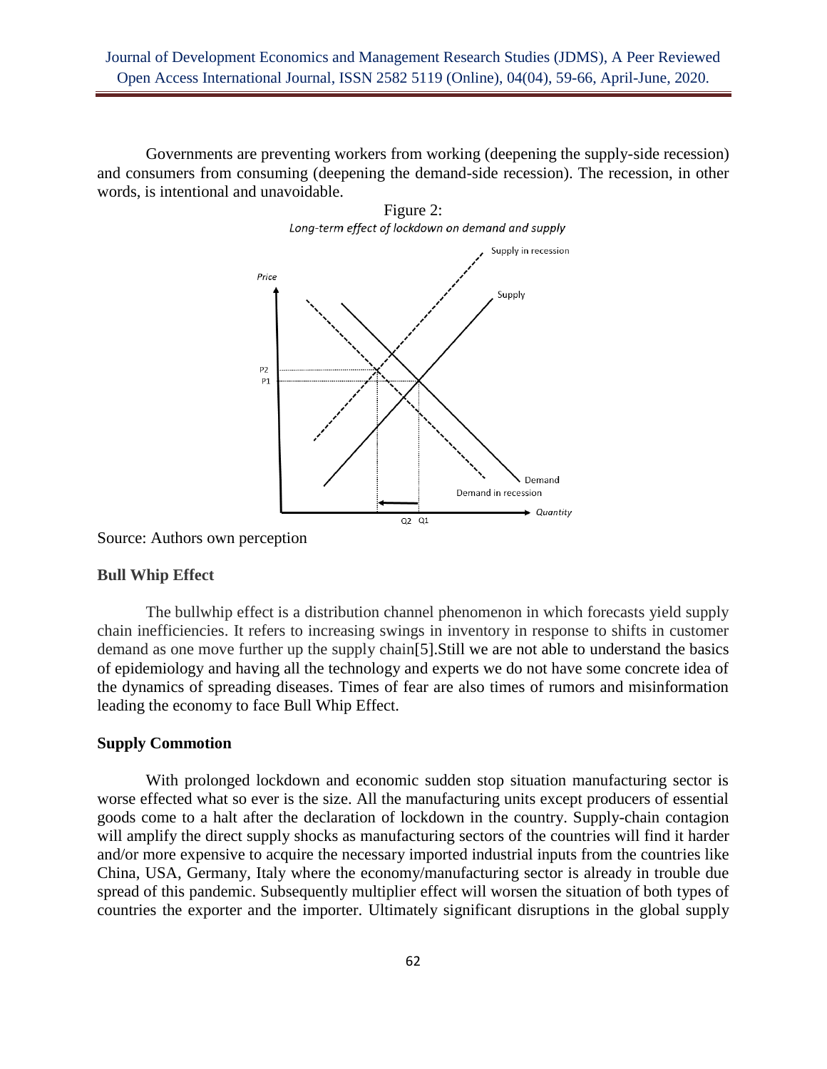Governments are preventing workers from working (deepening the supply-side recession) and consumers from consuming (deepening the demand-side recession). The recession, in other words, is intentional and unavoidable.

Figure 2:

*Long-term effect of lockdown on demand and supply*

Supply in recession

Supply

Price

P2

P1

Demand

Demand in recession

Quantity

Q2 Q1

Source: Authors own perception

**Bull Whip Effect**

The bullwhip effect is a distribution channel phenomenon in which forecasts yield supply chain inefficiencies. It refers to increasing swings in inventory in response to shifts in customer demand as one move further up the supply chain[5].Still we are not able to understand the basics of epidemiology and having all the technology and experts we do not have some concrete idea of the dynamics of spreading diseases. Times of fear are also times of rumors and misinformation leading the economy to face Bull Whip Effect.

**Supply Commotion**

With prolonged lockdown and economic sudden stop situation manufacturing sector is worse effected what so ever is the size. All the manufacturing units except producers of essential goods come to a halt after the declaration of lockdown in the country. Supply-chain contagion will amplify the direct supply shocks as manufacturing sectors of the countries will find it harder and/or more expensive to acquire the necessary imported industrial inputs from the countries like China, USA, Germany, Italy where the economy/manufacturing sector is already in trouble due spread of this pandemic. Subsequently multiplier effect will worsen the situation of both types of countries the exporter and the importer. Ultimately significant disruptions in the global supply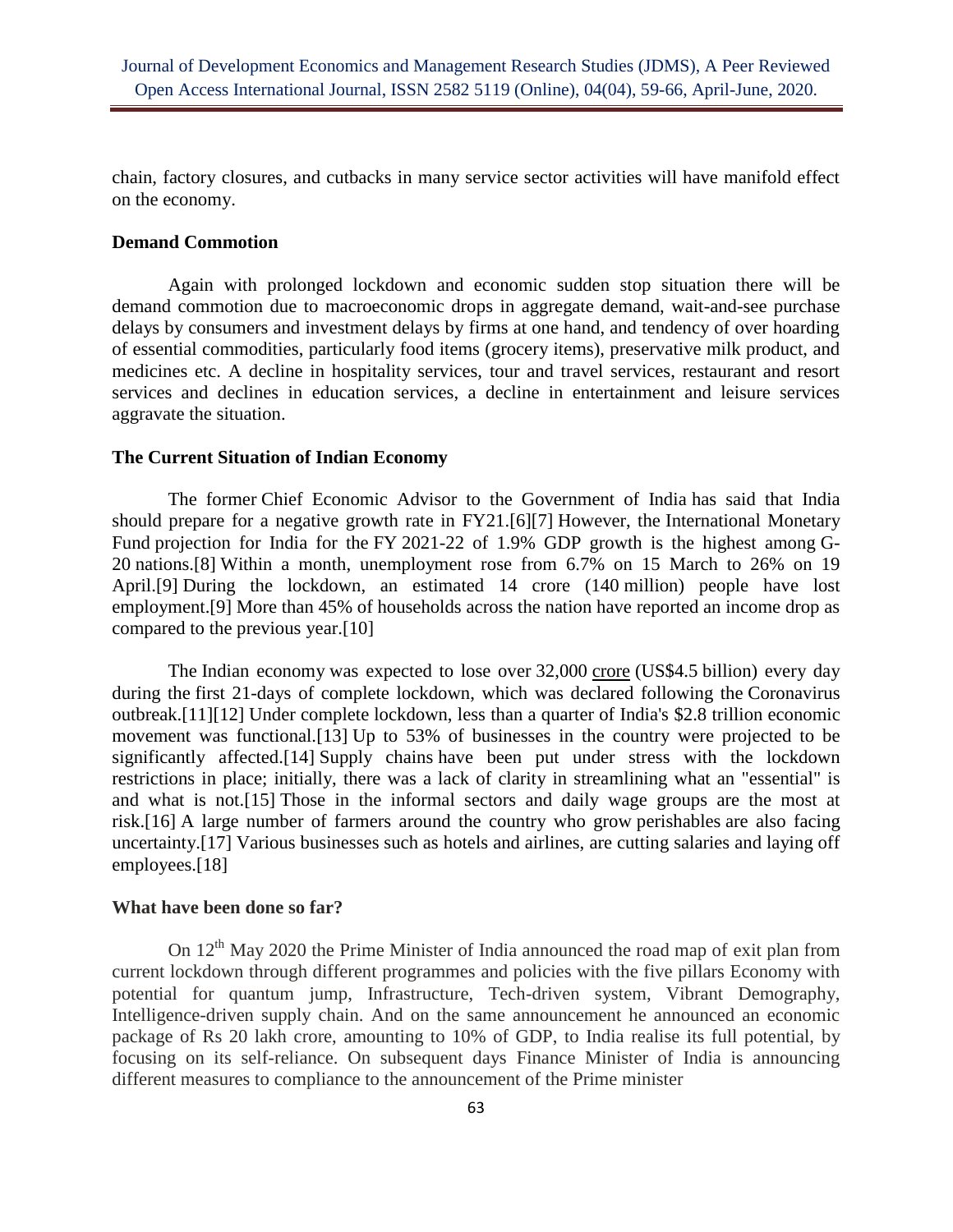chain, factory closures, and cutbacks in many service sector activities will have manifold effect on the economy.

**Demand Commotion**

Again with prolonged lockdown and economic sudden stop situation there will be demand commotion due to macroeconomic drops in aggregate demand, wait-and-see purchase delays by consumers and investment delays by firms at one hand, and tendency of over hoarding of essential commodities, particularly food items (grocery items), preservative milk product, and medicines etc. A decline in hospitality services, tour and travel services, restaurant and resort services and declines in education services, a decline in entertainment and leisure services aggravate the situation.

**The Current Situation of Indian Economy**

The former Chief Economic Advisor to the Government of India has said that India should prepare for a negative growth rate in FY21.[6][7] However, the International Monetary Fund projection for India for the FY 2021-22 of 1.9% GDP growth is the highest among G-20 nations.[8] Within a month, unemployment rose from 6.7% on 15 March to 26% on 19 April.[9] During the lockdown, an estimated 14 crore (140 million) people have lost employment.[9] More than 45% of households across the nation have reported an income drop as compared to the previous year.[10]

The Indian economy was expected to lose over 32,000 crore (US$4.5 billion) every day during the first 21-days of complete lockdown, which was declared following the Coronavirus outbreak.[11][12] Under complete lockdown, less than a quarter of India's $2.8 trillion economic movement was functional.[13] Up to 53% of businesses in the country were projected to be significantly affected.[14] Supply chains have been put under stress with the lockdown restrictions in place; initially, there was a lack of clarity in streamlining what an "essential" is and what is not.[15] Those in the informal sectors and daily wage groups are the most at risk.[16] A large number of farmers around the country who grow perishables are also facing uncertainty.[17] Various businesses such as hotels and airlines, are cutting salaries and laying off employees.[18]

**What have been done so far?**

On 12th May 2020 the Prime Minister of India announced the road map of exit plan from current lockdown through different programmes and policies with the five pillars Economy with potential for quantum jump, Infrastructure, Tech-driven system, Vibrant Demography, Intelligence-driven supply chain. And on the same announcement he announced an economic package of Rs 20 lakh crore, amounting to 10% of GDP, to India realise its full potential, by focusing on its self-reliance. On subsequent days Finance Minister of India is announcing different measures to compliance to the announcement of the Prime minister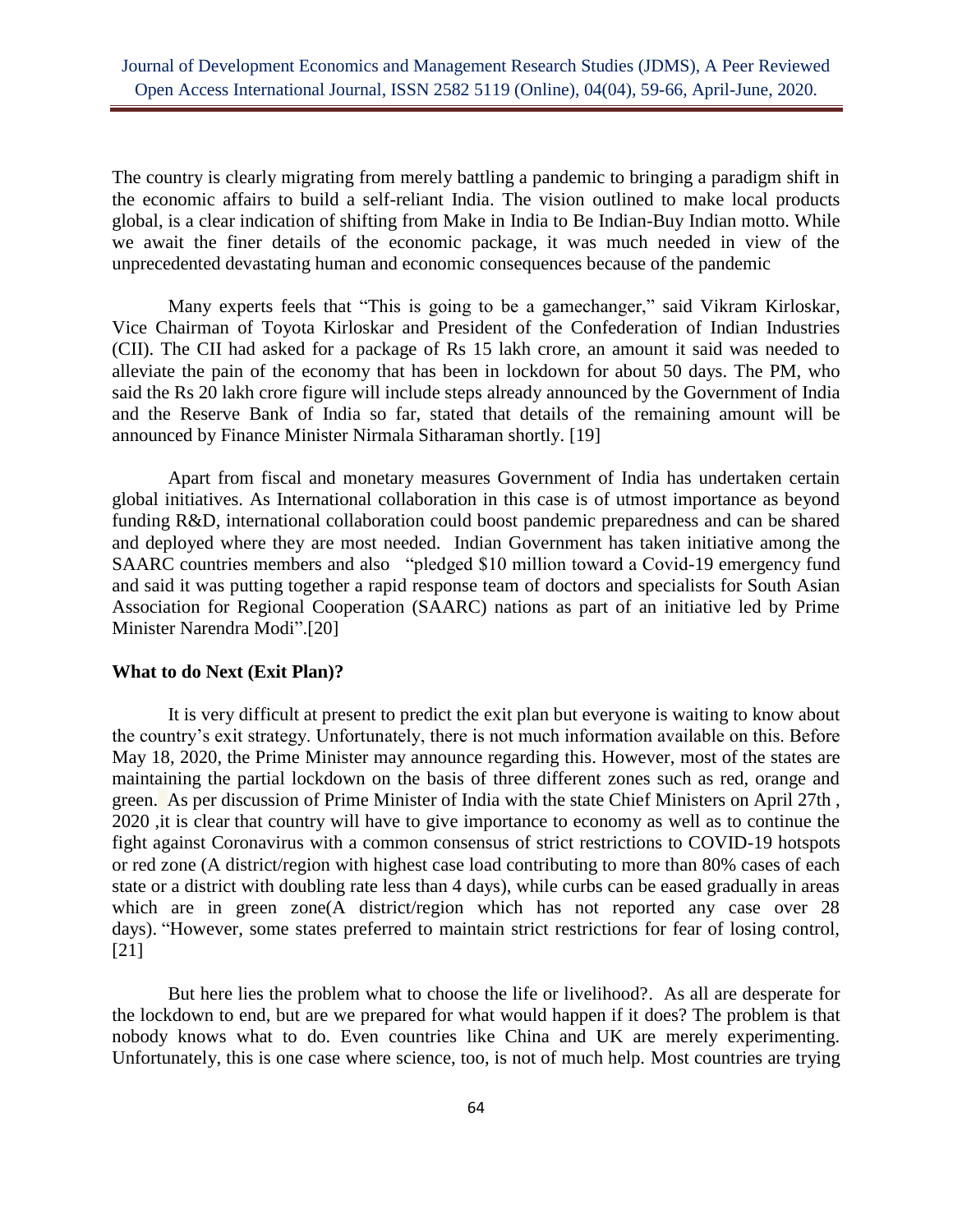The country is clearly migrating from merely battling a pandemic to bringing a paradigm shift in the economic affairs to build a self-reliant India. The vision outlined to make local products global, is a clear indication of shifting from Make in India to Be Indian-Buy Indian motto. While we await the finer details of the economic package, it was much needed in view of the unprecedented devastating human and economic consequences because of the pandemic

Many experts feels that "This is going to be a gamechanger," said Vikram Kirloskar, Vice Chairman of Toyota Kirloskar and President of the Confederation of Indian Industries (CII). The CII had asked for a package of Rs 15 lakh crore, an amount it said was needed to alleviate the pain of the economy that has been in lockdown for about 50 days. The PM, who said the Rs 20 lakh crore figure will include steps already announced by the Government of India and the Reserve Bank of India so far, stated that details of the remaining amount will be announced by Finance Minister Nirmala Sitharaman shortly. [19]

Apart from fiscal and monetary measures Government of India has undertaken certain global initiatives. As International collaboration in this case is of utmost importance as beyond funding R&D, international collaboration could boost pandemic preparedness and can be shared and deployed where they are most needed. Indian Government has taken initiative among the SAARC countries members and also "pledged $10 million toward a Covid-19 emergency fund and said it was putting together a rapid response team of doctors and specialists for South Asian Association for Regional Cooperation (SAARC) nations as part of an initiative led by Prime Minister Narendra Modi".[20]

**What to do Next (Exit Plan)?**

It is very difficult at present to predict the exit plan but everyone is waiting to know about the country's exit strategy. Unfortunately, there is not much information available on this. Before May 18, 2020, the Prime Minister may announce regarding this. However, most of the states are maintaining the partial lockdown on the basis of three different zones such as red, orange and green. As per discussion of Prime Minister of India with the state Chief Ministers on April 27th , 2020 ,it is clear that country will have to give importance to economy as well as to continue the fight against Coronavirus with a common consensus of strict restrictions to COVID-19 hotspots or red zone (A district/region with highest case load contributing to more than 80% cases of each state or a district with doubling rate less than 4 days), while curbs can be eased gradually in areas which are in green zone(A district/region which has not reported any case over 28 days). "However, some states preferred to maintain strict restrictions for fear of losing control, [21]

But here lies the problem what to choose the life or livelihood?. As all are desperate for the lockdown to end, but are we prepared for what would happen if it does? The problem is that nobody knows what to do. Even countries like China and UK are merely experimenting. Unfortunately, this is one case where science, too, is not of much help. Most countries are trying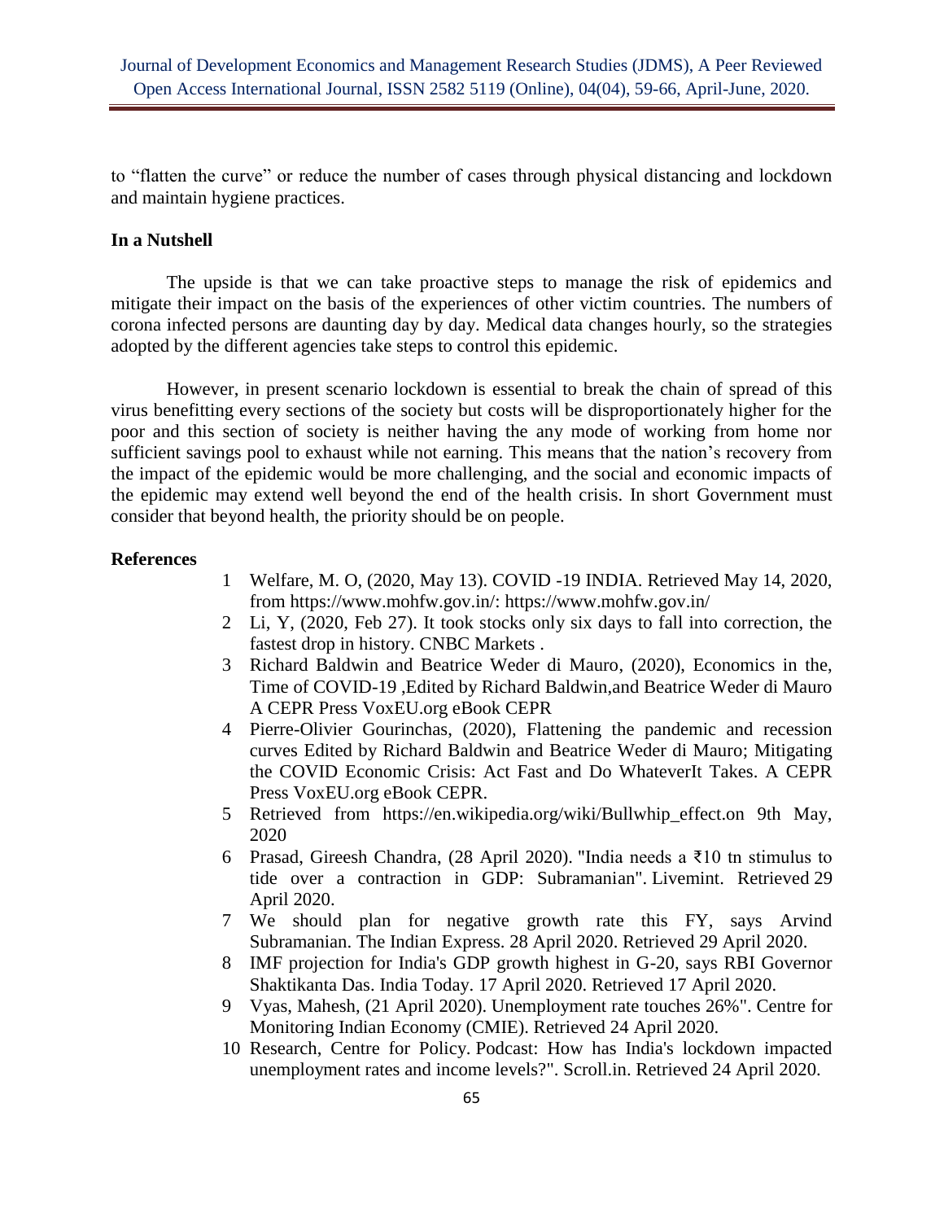to "flatten the curve" or reduce the number of cases through physical distancing and lockdown and maintain hygiene practices.

**In a Nutshell**

The upside is that we can take proactive steps to manage the risk of epidemics and mitigate their impact on the basis of the experiences of other victim countries. The numbers of corona infected persons are daunting day by day. Medical data changes hourly, so the strategies adopted by the different agencies take steps to control this epidemic.

However, in present scenario lockdown is essential to break the chain of spread of this virus benefitting every sections of the society but costs will be disproportionately higher for the poor and this section of society is neither having the any mode of working from home nor sufficient savings pool to exhaust while not earning. This means that the nation's recovery from the impact of the epidemic would be more challenging, and the social and economic impacts of the epidemic may extend well beyond the end of the health crisis. In short Government must consider that beyond health, the priority should be on people.

**References**

1. Welfare, M. O, (2020, May 13). COVID -19 INDIA. Retrieved May 14, 2020, from https://www.mohfw.gov.in/: https://www.mohfw.gov.in/
2. Li, Y, (2020, Feb 27). It took stocks only six days to fall into correction, the fastest drop in history. CNBC Markets .
3. Richard Baldwin and Beatrice Weder di Mauro, (2020), Economics in the, Time of COVID-19 ,Edited by Richard Baldwin,and Beatrice Weder di Mauro A CEPR Press VoxEU.org eBook CEPR
4. Pierre-Olivier Gourinchas, (2020), Flattening the pandemic and recession curves Edited by Richard Baldwin and Beatrice Weder di Mauro; Mitigating the COVID Economic Crisis: Act Fast and Do WhateverIt Takes. A CEPR Press VoxEU.org eBook CEPR.
5. Retrieved from https://en.wikipedia.org/wiki/Bullwhip_effect.on 9th May, 2020
6. Prasad, Gireesh Chandra, (28 April 2020). "India needs a ₹10 tn stimulus to tide over a contraction in GDP: Subramanian". Livemint. Retrieved 29 April 2020.
7. We should plan for negative growth rate this FY, says Arvind Subramanian. The Indian Express. 28 April 2020. Retrieved 29 April 2020.
8. IMF projection for India's GDP growth highest in G-20, says RBI Governor Shaktikanta Das. India Today. 17 April 2020. Retrieved 17 April 2020.
9. Vyas, Mahesh, (21 April 2020). Unemployment rate touches 26%". Centre for Monitoring Indian Economy (CMIE). Retrieved 24 April 2020.
10. Research, Centre for Policy. Podcast: How has India's lockdown impacted unemployment rates and income levels?". Scroll.in. Retrieved 24 April 2020.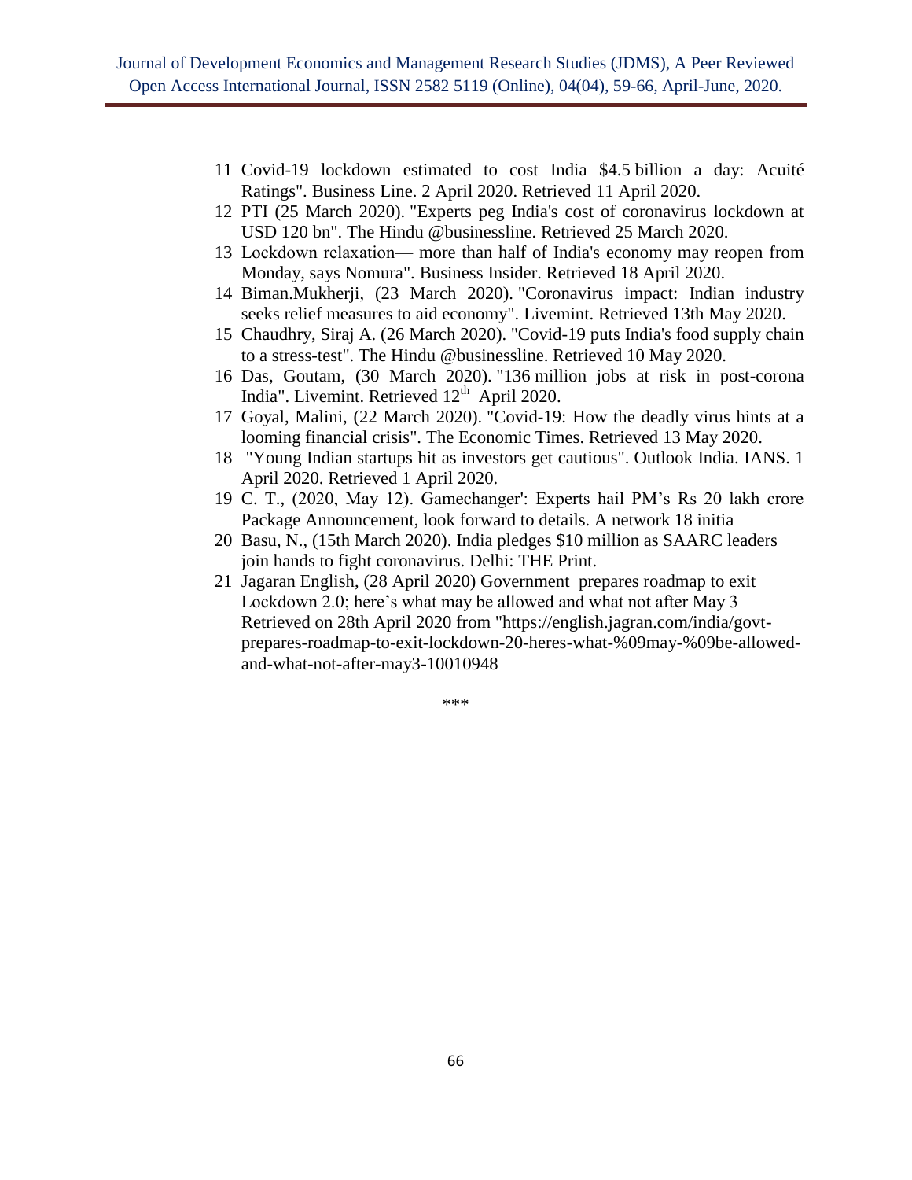11 Covid-19 lockdown estimated to cost India $4.5 billion a day: Acuité Ratings". Business Line. 2 April 2020. Retrieved 11 April 2020.

12 PTI (25 March 2020). "Experts peg India's cost of coronavirus lockdown at USD 120 bn". The Hindu @businessline. Retrieved 25 March 2020.

13 Lockdown relaxation— more than half of India's economy may reopen from Monday, says Nomura". Business Insider. Retrieved 18 April 2020.

14 Biman.Mukherji, (23 March 2020). "Coronavirus impact: Indian industry seeks relief measures to aid economy". Livemint. Retrieved 13th May 2020.

15 Chaudhry, Siraj A. (26 March 2020). "Covid-19 puts India's food supply chain to a stress-test". The Hindu @businessline. Retrieved 10 May 2020.

16 Das, Goutam, (30 March 2020). "136 million jobs at risk in post-corona India". Livemint. Retrieved 12th April 2020.

17 Goyal, Malini, (22 March 2020). "Covid-19: How the deadly virus hints at a looming financial crisis". The Economic Times. Retrieved 13 May 2020.

18 "Young Indian startups hit as investors get cautious". Outlook India. IANS. 1 April 2020. Retrieved 1 April 2020.

19 C. T., (2020, May 12). Gamechanger': Experts hail PM's Rs 20 lakh crore Package Announcement, look forward to details. A network 18 initia

20 Basu, N., (15th March 2020). India pledges $10 million as SAARC leaders join hands to fight coronavirus. Delhi: THE Print.

21 Jagaran English, (28 April 2020) Government prepares roadmap to exit Lockdown 2.0; here's what may be allowed and what not after May 3 Retrieved on 28th April 2020 from "https://english.jagran.com/india/govt-prepares-roadmap-to-exit-lockdown-20-heres-what-%09may-%09be-allowed-and-what-not-after-may3-10010948

***